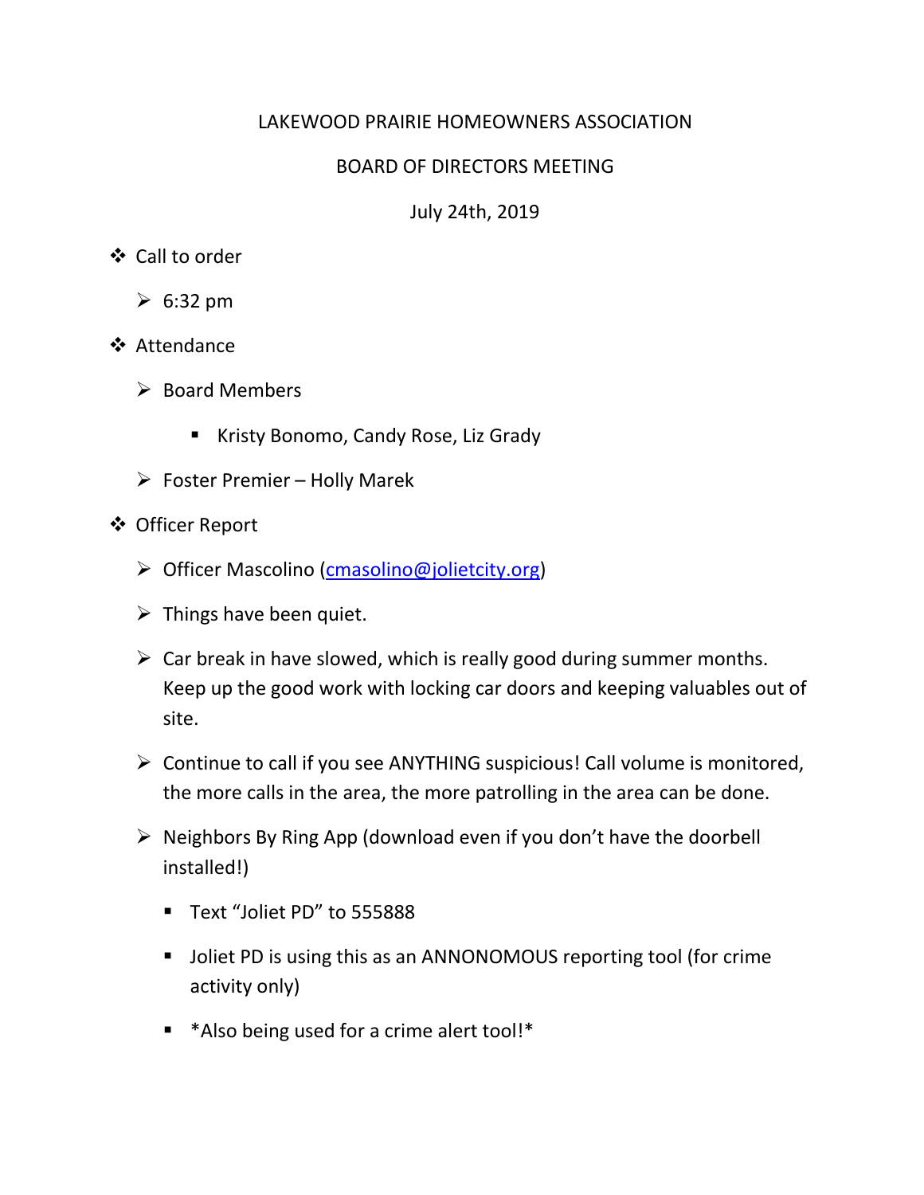LAKEWOOD PRAIRIE HOMEOWNERS ASSOCIATION

BOARD OF DIRECTORS MEETING

July 24th, 2019

- Call to order
  - 6:32 pm
- Attendance
  - Board Members
    - Kristy Bonomo, Candy Rose, Liz Grady
  - Foster Premier – Holly Marek
- Officer Report
  - Officer Mascolino (cmasolino@jolietcity.org)
  - Things have been quiet.
  - Car break in have slowed, which is really good during summer months. Keep up the good work with locking car doors and keeping valuables out of site.
  - Continue to call if you see ANYTHING suspicious! Call volume is monitored, the more calls in the area, the more patrolling in the area can be done.
  - Neighbors By Ring App (download even if you don't have the doorbell installed!)
    - Text "Joliet PD" to 555888
    - Joliet PD is using this as an ANNONOMOUS reporting tool (for crime activity only)
    - *Also being used for a crime alert tool!*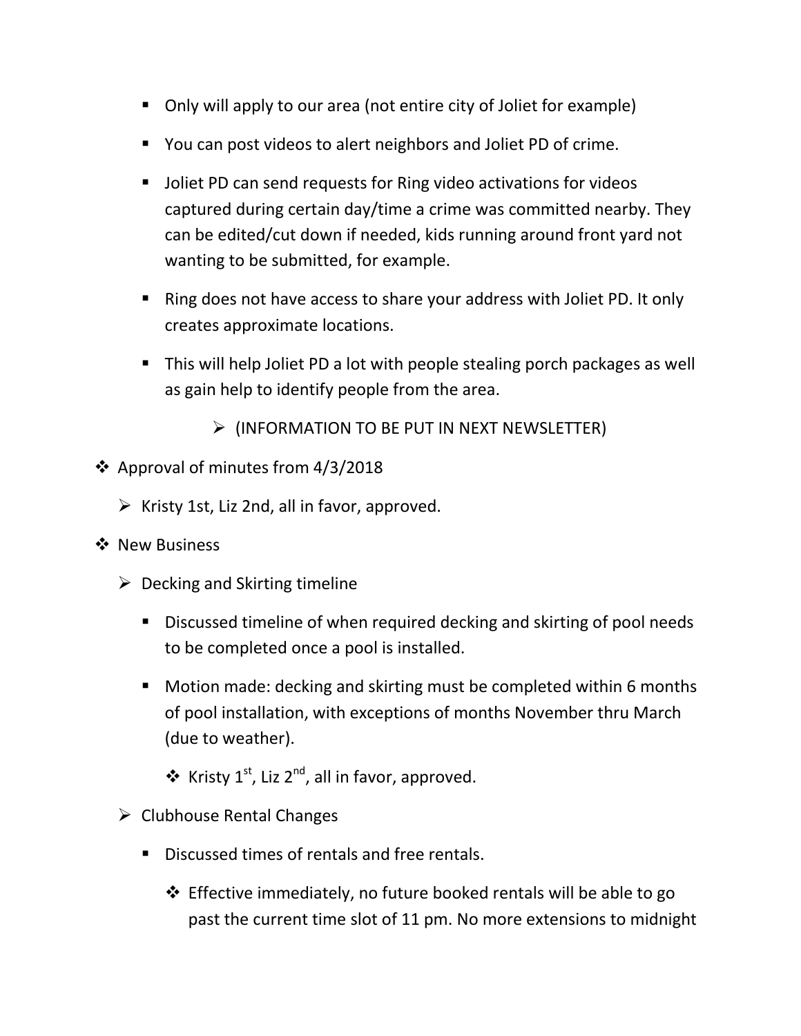- Only will apply to our area (not entire city of Joliet for example)
- You can post videos to alert neighbors and Joliet PD of crime.
- Joliet PD can send requests for Ring video activations for videos captured during certain day/time a crime was committed nearby. They can be edited/cut down if needed, kids running around front yard not wanting to be submitted, for example.
- Ring does not have access to share your address with Joliet PD. It only creates approximate locations.
- This will help Joliet PD a lot with people stealing porch packages as well as gain help to identify people from the area.
  - (INFORMATION TO BE PUT IN NEXT NEWSLETTER)

- Approval of minutes from 4/3/2018
  - Kristy 1st, Liz 2nd, all in favor, approved.
- New Business
  - Decking and Skirting timeline
    - Discussed timeline of when required decking and skirting of pool needs to be completed once a pool is installed.
    - Motion made: decking and skirting must be completed within 6 months of pool installation, with exceptions of months November thru March (due to weather).
      - Kristy 1st, Liz 2nd, all in favor, approved.
  - Clubhouse Rental Changes
    - Discussed times of rentals and free rentals.
      - Effective immediately, no future booked rentals will be able to go past the current time slot of 11 pm. No more extensions to midnight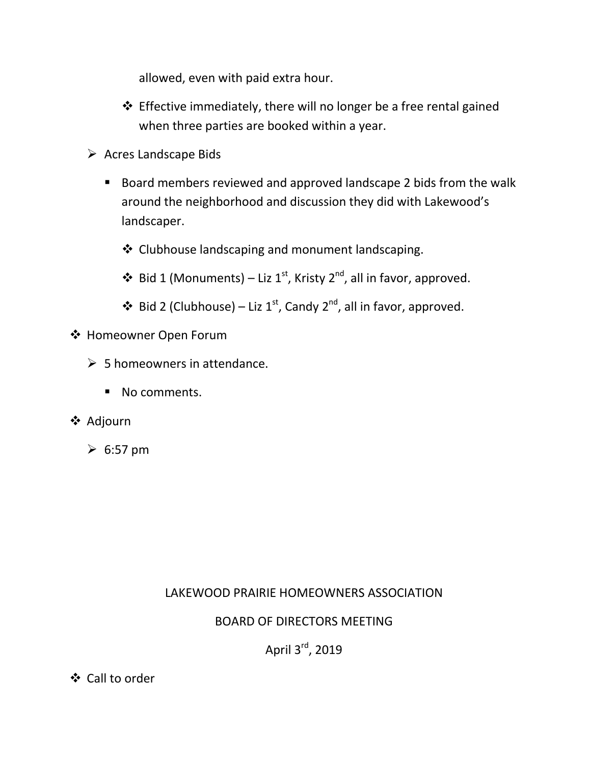allowed, even with paid extra hour.

- Effective immediately, there will no longer be a free rental gained when three parties are booked within a year.

- Acres Landscape Bids
  - Board members reviewed and approved landscape 2 bids from the walk around the neighborhood and discussion they did with Lakewood's landscaper.
    - Clubhouse landscaping and monument landscaping.
    - Bid 1 (Monuments) – Liz 1st, Kristy 2nd, all in favor, approved.
    - Bid 2 (Clubhouse) – Liz 1st, Candy 2nd, all in favor, approved.

- Homeowner Open Forum
  - 5 homeowners in attendance.
    - No comments.
- Adjourn
  - 6:57 pm

LAKEWOOD PRAIRIE HOMEOWNERS ASSOCIATION

BOARD OF DIRECTORS MEETING

April 3rd, 2019

- Call to order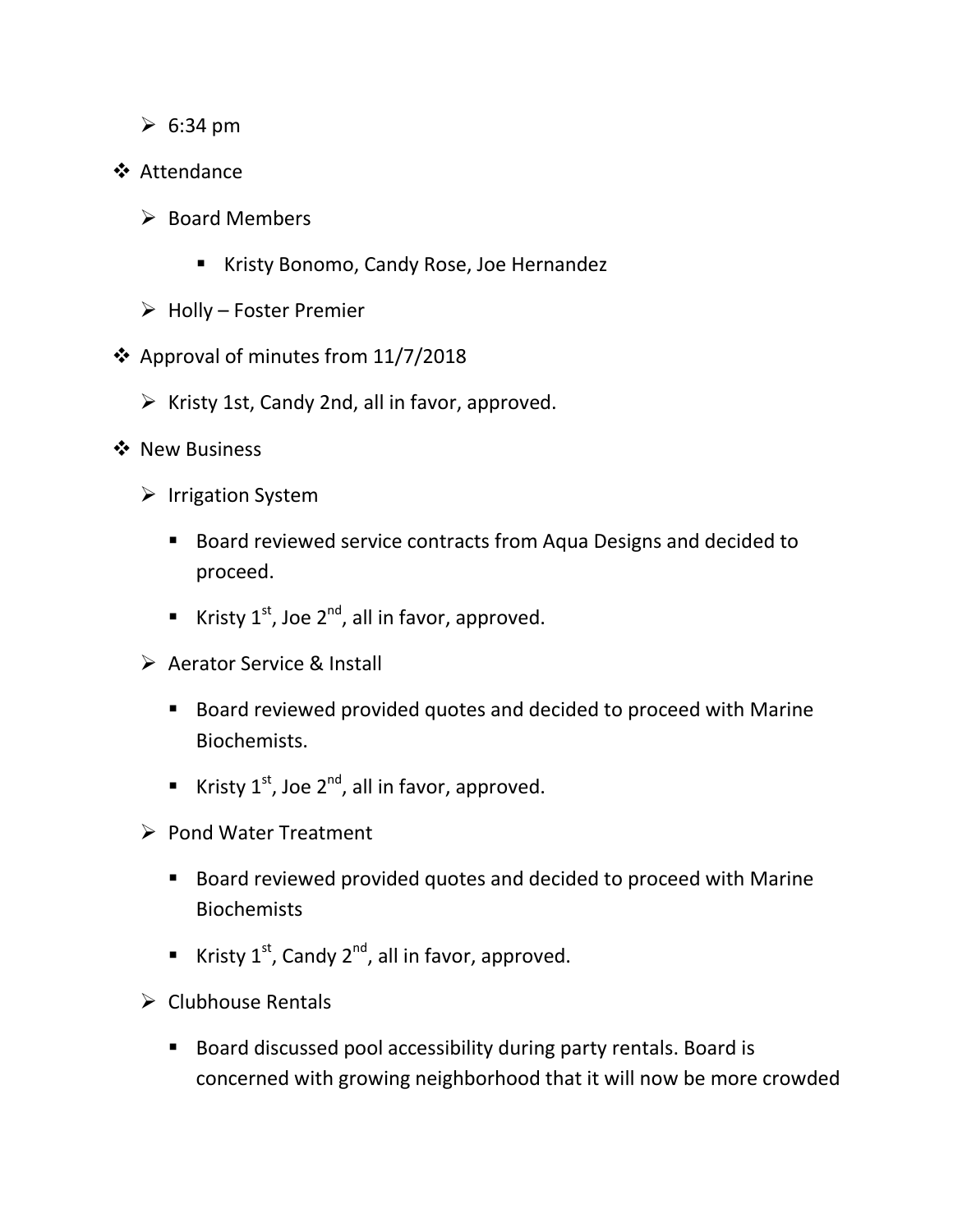- 6:34 pm

- Attendance
  - Board Members
    - Kristy Bonomo, Candy Rose, Joe Hernandez
  - Holly – Foster Premier

- Approval of minutes from 11/7/2018
  - Kristy 1st, Candy 2nd, all in favor, approved.

- New Business
  - Irrigation System
    - Board reviewed service contracts from Aqua Designs and decided to proceed.
    - Kristy 1st, Joe 2nd, all in favor, approved.
  - Aerator Service & Install
    - Board reviewed provided quotes and decided to proceed with Marine Biochemists.
    - Kristy 1st, Joe 2nd, all in favor, approved.
  - Pond Water Treatment
    - Board reviewed provided quotes and decided to proceed with Marine Biochemists
    - Kristy 1st, Candy 2nd, all in favor, approved.
  - Clubhouse Rentals
    - Board discussed pool accessibility during party rentals. Board is concerned with growing neighborhood that it will now be more crowded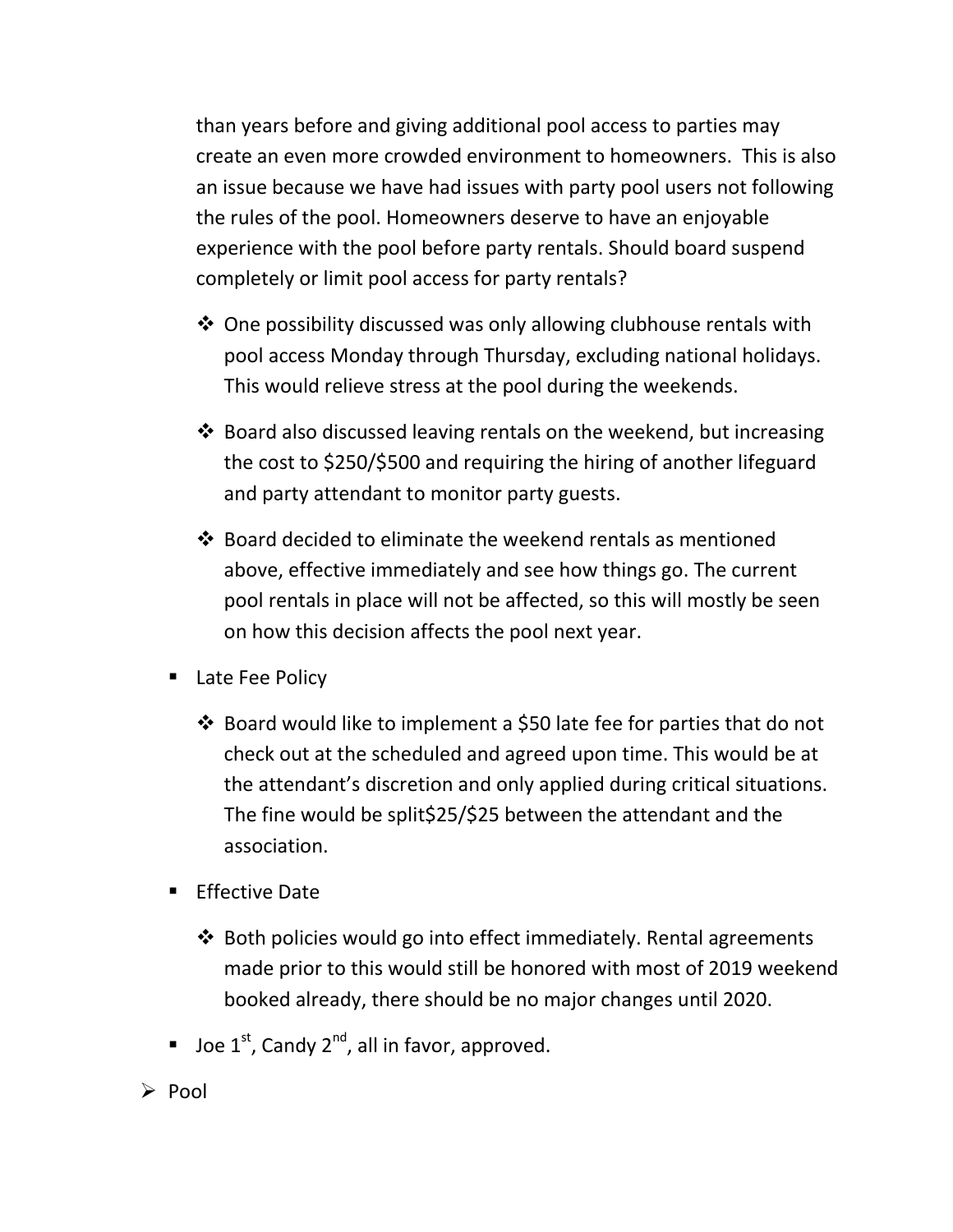than years before and giving additional pool access to parties may create an even more crowded environment to homeowners.  This is also an issue because we have had issues with party pool users not following the rules of the pool. Homeowners deserve to have an enjoyable experience with the pool before party rentals. Should board suspend completely or limit pool access for party rentals?

  - One possibility discussed was only allowing clubhouse rentals with pool access Monday through Thursday, excluding national holidays. This would relieve stress at the pool during the weekends.
  - Board also discussed leaving rentals on the weekend, but increasing the cost to $250/$500 and requiring the hiring of another lifeguard and party attendant to monitor party guests.
  - Board decided to eliminate the weekend rentals as mentioned above, effective immediately and see how things go. The current pool rentals in place will not be affected, so this will mostly be seen on how this decision affects the pool next year.

- Late Fee Policy
  - Board would like to implement a $50 late fee for parties that do not check out at the scheduled and agreed upon time. This would be at the attendant's discretion and only applied during critical situations. The fine would be split$25/$25 between the attendant and the association.
- Effective Date
  - Both policies would go into effect immediately. Rental agreements made prior to this would still be honored with most of 2019 weekend booked already, there should be no major changes until 2020.
- Joe 1st, Candy 2nd, all in favor, approved.

- Pool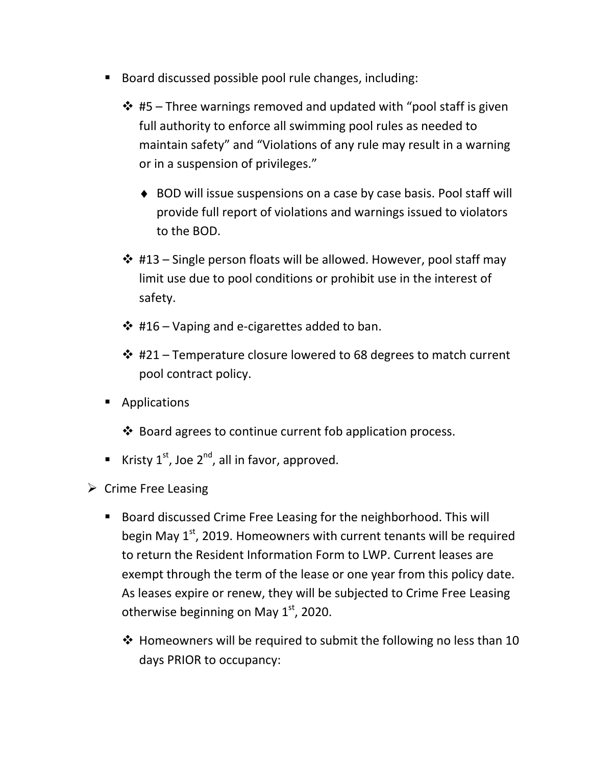- Board discussed possible pool rule changes, including:
  - #5 – Three warnings removed and updated with "pool staff is given full authority to enforce all swimming pool rules as needed to maintain safety" and "Violations of any rule may result in a warning or in a suspension of privileges."
    - BOD will issue suspensions on a case by case basis. Pool staff will provide full report of violations and warnings issued to violators to the BOD.
  - #13 – Single person floats will be allowed. However, pool staff may limit use due to pool conditions or prohibit use in the interest of safety.
  - #16 – Vaping and e-cigarettes added to ban.
  - #21 – Temperature closure lowered to 68 degrees to match current pool contract policy.
- Applications
  - Board agrees to continue current fob application process.
- Kristy 1st, Joe 2nd, all in favor, approved.

- Crime Free Leasing
  - Board discussed Crime Free Leasing for the neighborhood. This will begin May 1st, 2019. Homeowners with current tenants will be required to return the Resident Information Form to LWP. Current leases are exempt through the term of the lease or one year from this policy date. As leases expire or renew, they will be subjected to Crime Free Leasing otherwise beginning on May 1st, 2020.
    - Homeowners will be required to submit the following no less than 10 days PRIOR to occupancy: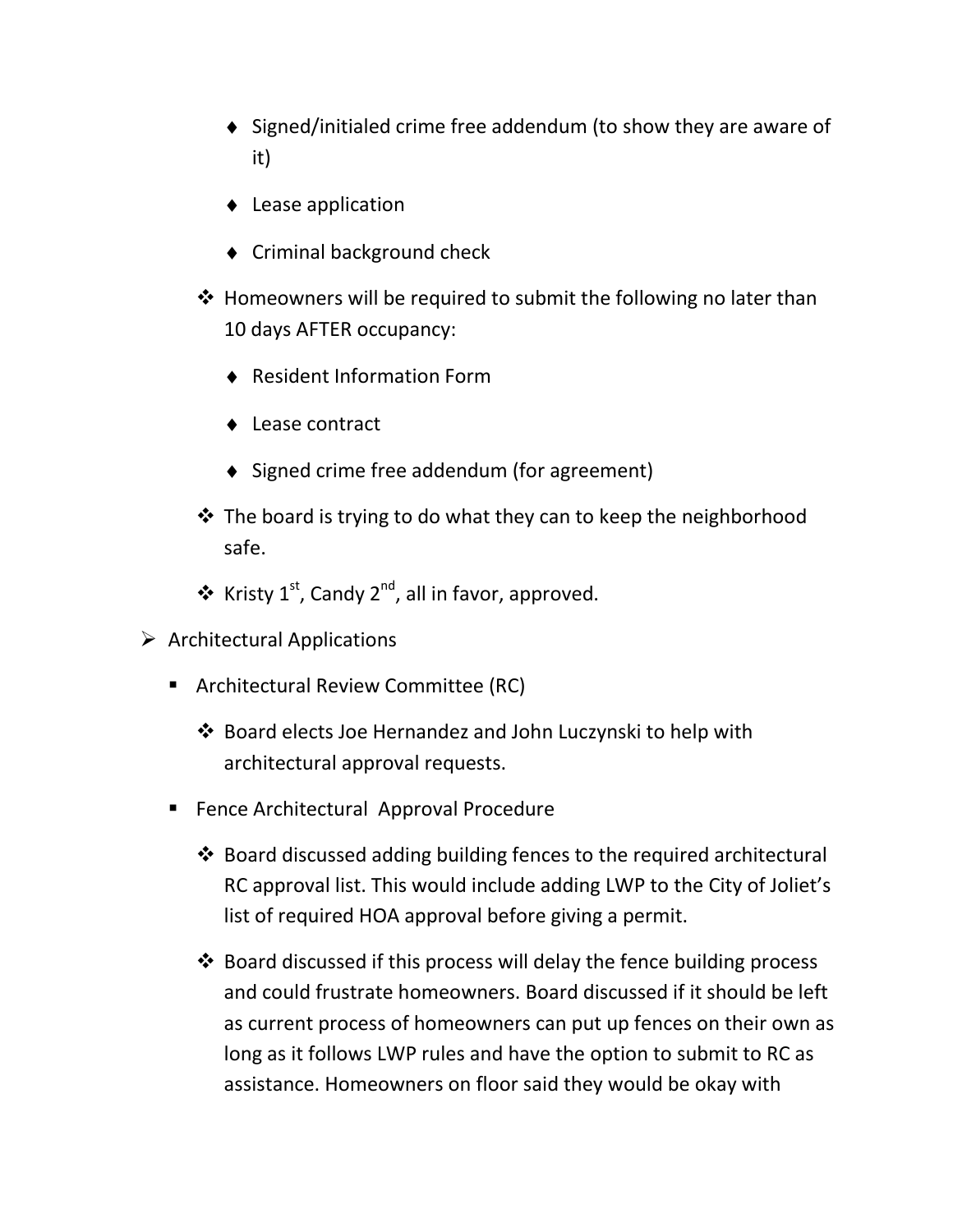- Signed/initialed crime free addendum (to show they are aware of it)
        - Lease application
        - Criminal background check
    - Homeowners will be required to submit the following no later than 10 days AFTER occupancy:
        - Resident Information Form
        - Lease contract
        - Signed crime free addendum (for agreement)
    - The board is trying to do what they can to keep the neighborhood safe.
    - Kristy 1st, Candy 2nd, all in favor, approved.

- Architectural Applications
    - Architectural Review Committee (RC)
        - Board elects Joe Hernandez and John Luczynski to help with architectural approval requests.
    - Fence Architectural Approval Procedure
        - Board discussed adding building fences to the required architectural RC approval list. This would include adding LWP to the City of Joliet's list of required HOA approval before giving a permit.
        - Board discussed if this process will delay the fence building process and could frustrate homeowners. Board discussed if it should be left as current process of homeowners can put up fences on their own as long as it follows LWP rules and have the option to submit to RC as assistance. Homeowners on floor said they would be okay with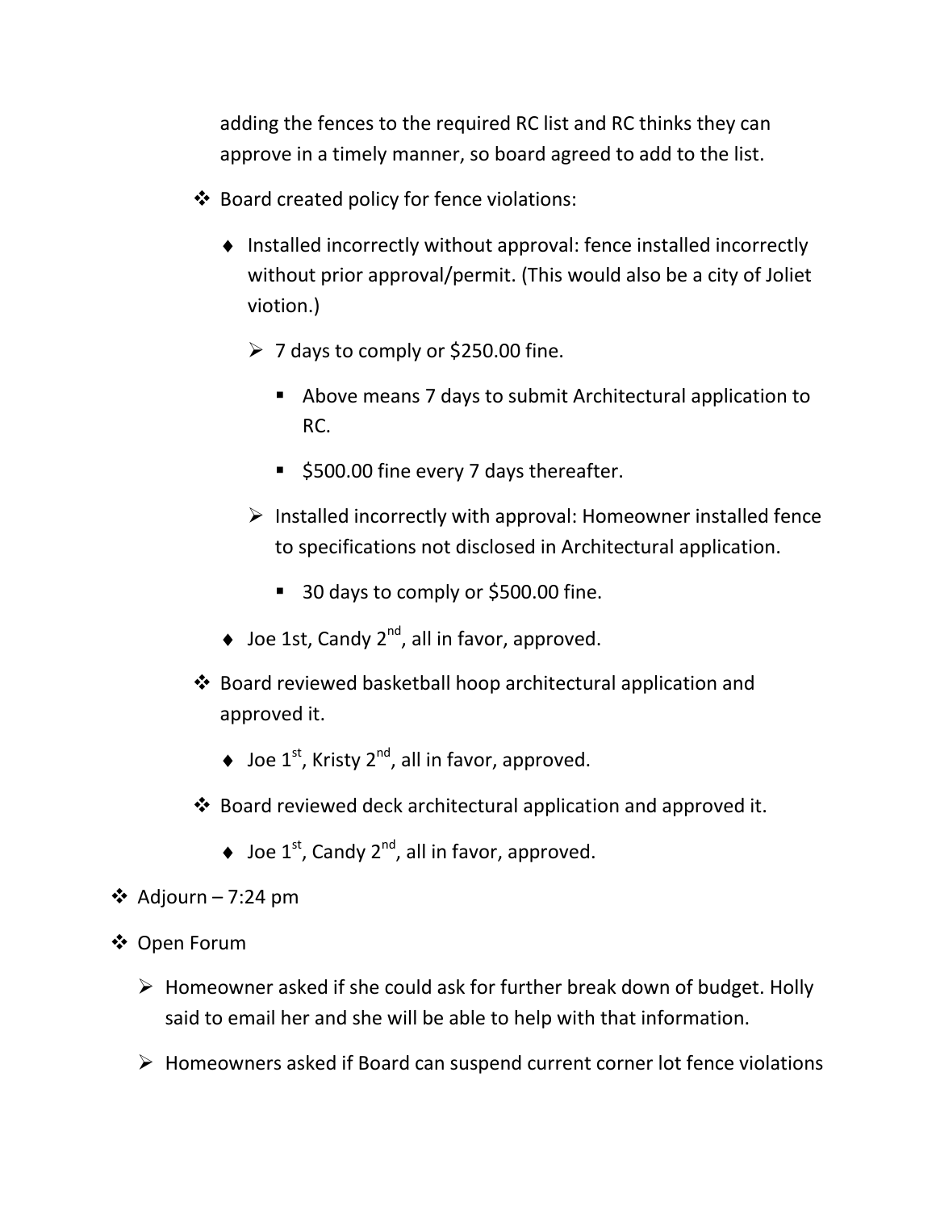adding the fences to the required RC list and RC thinks they can approve in a timely manner, so board agreed to add to the list.

- Board created policy for fence violations:
  - Installed incorrectly without approval: fence installed incorrectly without prior approval/permit. (This would also be a city of Joliet viotion.)
    - 7 days to comply or $250.00 fine.
      - Above means 7 days to submit Architectural application to RC.
      - $500.00 fine every 7 days thereafter.
    - Installed incorrectly with approval: Homeowner installed fence to specifications not disclosed in Architectural application.
      - 30 days to comply or $500.00 fine.
  - Joe 1st, Candy 2nd, all in favor, approved.
- Board reviewed basketball hoop architectural application and approved it.
  - Joe 1st, Kristy 2nd, all in favor, approved.
- Board reviewed deck architectural application and approved it.
  - Joe 1st, Candy 2nd, all in favor, approved.

- Adjourn – 7:24 pm
- Open Forum
  - Homeowner asked if she could ask for further break down of budget. Holly said to email her and she will be able to help with that information.
  - Homeowners asked if Board can suspend current corner lot fence violations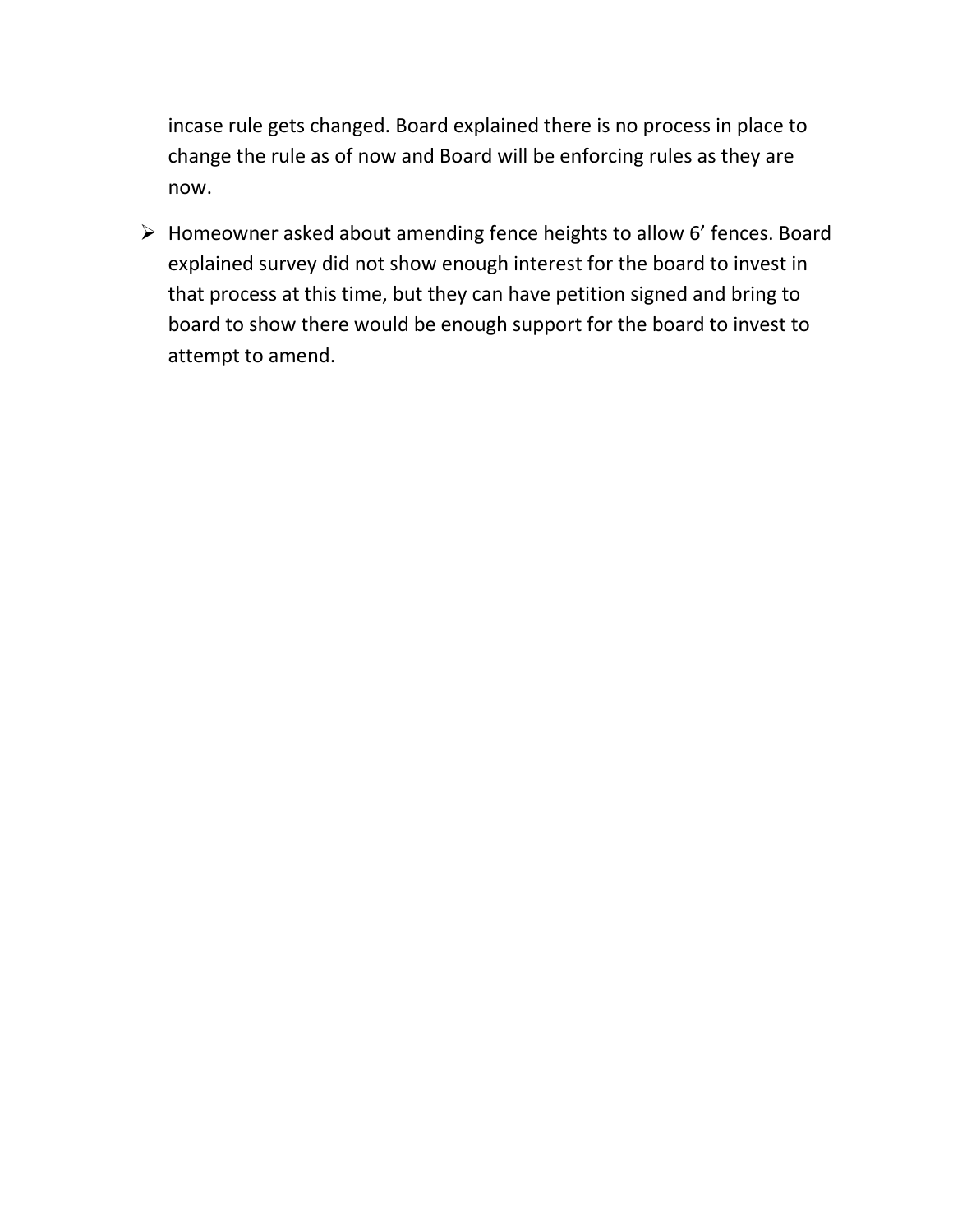incase rule gets changed. Board explained there is no process in place to change the rule as of now and Board will be enforcing rules as they are now.

- Homeowner asked about amending fence heights to allow 6' fences. Board explained survey did not show enough interest for the board to invest in that process at this time, but they can have petition signed and bring to board to show there would be enough support for the board to invest to attempt to amend.